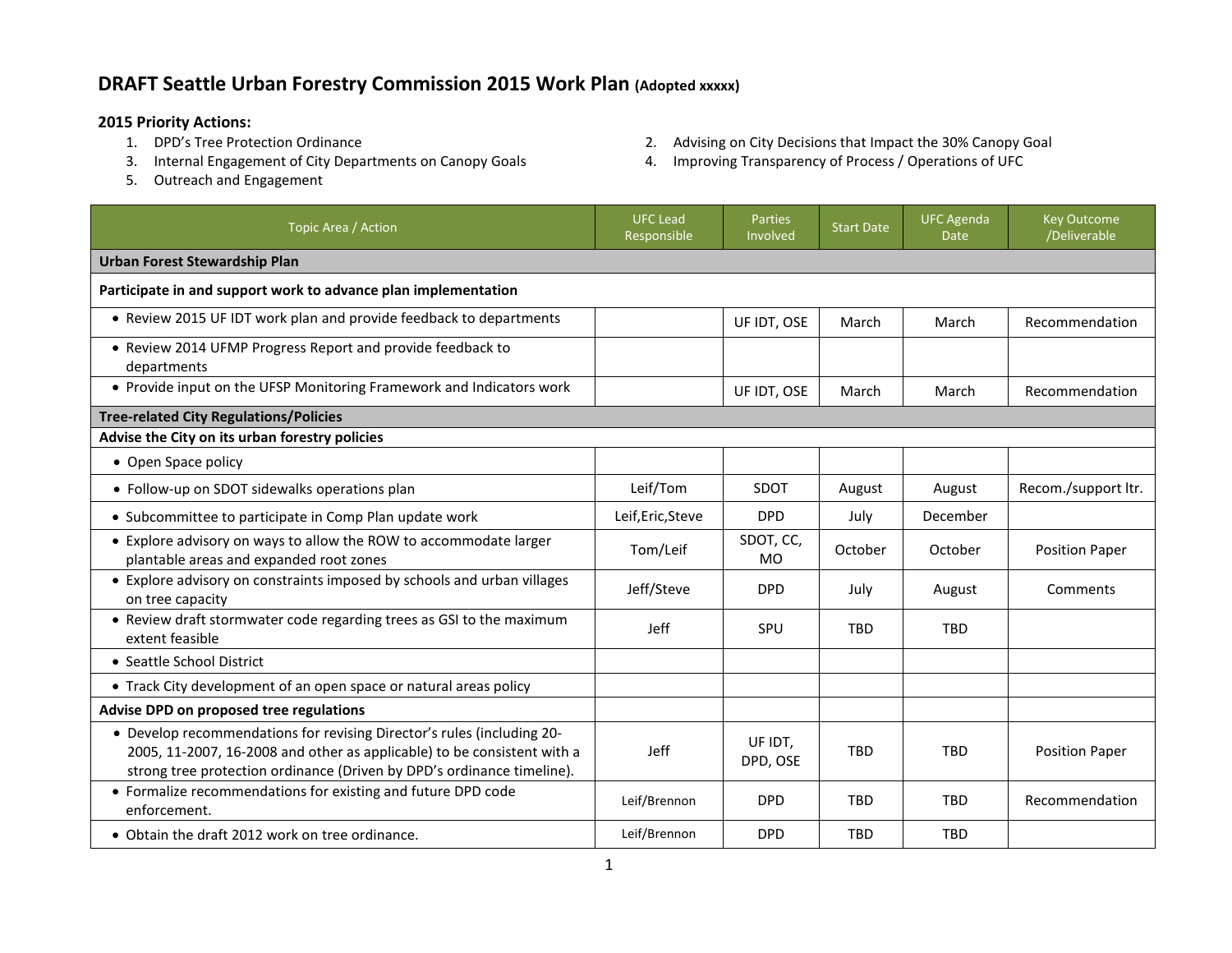# DRAFT Seattle Urban Forestry Commission 2015 Work Plan (Adopted xxxxx)

**2015 Priority Actions:**

1. DPD's Tree Protection Ordinance
2. Advising on City Decisions that Impact the 30% Canopy Goal
3. Internal Engagement of City Departments on Canopy Goals
4. Improving Transparency of Process / Operations of UFC
5. Outreach and Engagement

| Topic Area / Action | UFC Lead Responsible | Parties Involved | Start Date | UFC Agenda Date | Key Outcome /Deliverable |
|---|---|---|---|---|---|
| **Urban Forest Stewardship Plan** | | | | | |
| **Participate in and support work to advance plan implementation** | | | | | |
| • Review 2015 UF IDT work plan and provide feedback to departments | | UF IDT, OSE | March | March | Recommendation |
| • Review 2014 UFMP Progress Report and provide feedback to departments | | | | | |
| • Provide input on the UFSP Monitoring Framework and Indicators work | | UF IDT, OSE | March | March | Recommendation |
| **Tree-related City Regulations/Policies** | | | | | |
| **Advise the City on its urban forestry policies** | | | | | |
| • Open Space policy | | | | | |
| • Follow-up on SDOT sidewalks operations plan | Leif/Tom | SDOT | August | August | Recom./support ltr. |
| • Subcommittee to participate in Comp Plan update work | Leif,Eric,Steve | DPD | July | December | |
| • Explore advisory on ways to allow the ROW to accommodate larger plantable areas and expanded root zones | Tom/Leif | SDOT, CC, MO | October | October | Position Paper |
| • Explore advisory on constraints imposed by schools and urban villages on tree capacity | Jeff/Steve | DPD | July | August | Comments |
| • Review draft stormwater code regarding trees as GSI to the maximum extent feasible | Jeff | SPU | TBD | TBD | |
| • Seattle School District | | | | | |
| • Track City development of an open space or natural areas policy | | | | | |
| **Advise DPD on proposed tree regulations** | | | | | |
| • Develop recommendations for revising Director's rules (including 20-2005, 11-2007, 16-2008 and other as applicable) to be consistent with a strong tree protection ordinance (Driven by DPD's ordinance timeline). | Jeff | UF IDT, DPD, OSE | TBD | TBD | Position Paper |
| • Formalize recommendations for existing and future DPD code enforcement. | Leif/Brennon | DPD | TBD | TBD | Recommendation |
| • Obtain the draft 2012 work on tree ordinance. | Leif/Brennon | DPD | TBD | TBD | |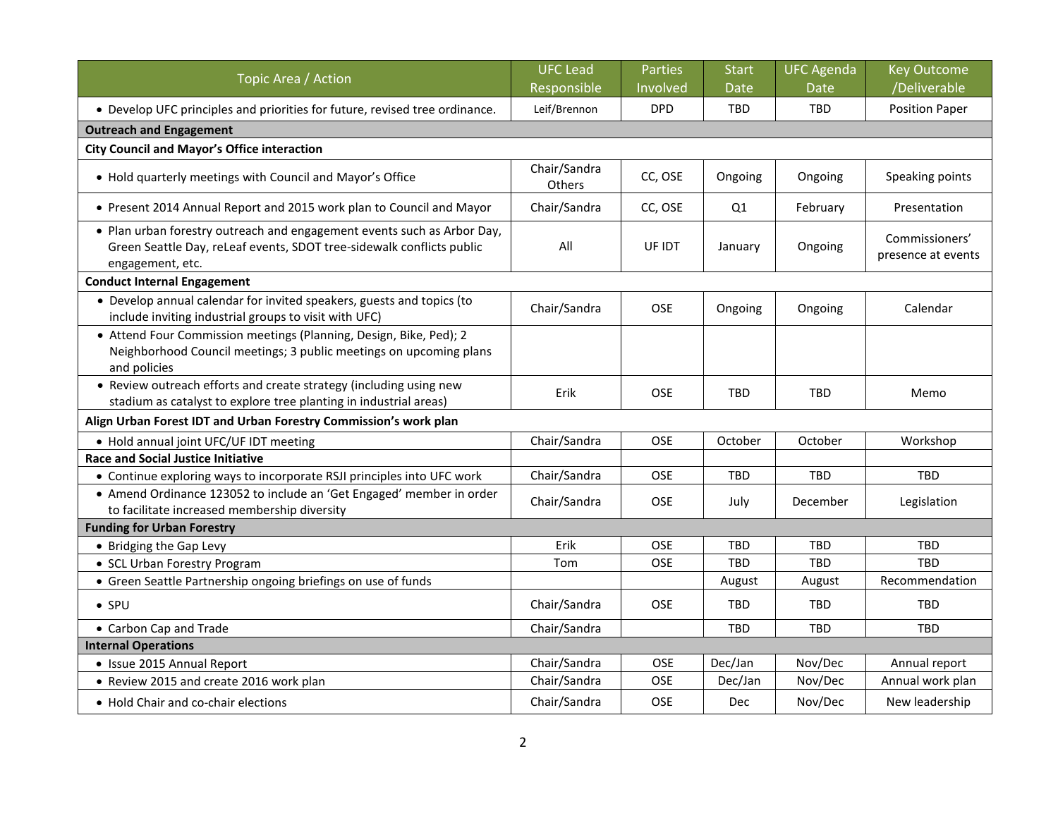| Topic Area / Action | UFC Lead Responsible | Parties Involved | Start Date | UFC Agenda Date | Key Outcome /Deliverable |
|---|---|---|---|---|---|
| • Develop UFC principles and priorities for future, revised tree ordinance. | Leif/Brennon | DPD | TBD | TBD | Position Paper |
| **Outreach and Engagement** | | | | | |
| **City Council and Mayor's Office interaction** | | | | | |
| • Hold quarterly meetings with Council and Mayor's Office | Chair/Sandra Others | CC, OSE | Ongoing | Ongoing | Speaking points |
| • Present 2014 Annual Report and 2015 work plan to Council and Mayor | Chair/Sandra | CC, OSE | Q1 | February | Presentation |
| • Plan urban forestry outreach and engagement events such as Arbor Day, Green Seattle Day, reLeaf events, SDOT tree-sidewalk conflicts public engagement, etc. | All | UF IDT | January | Ongoing | Commissioners' presence at events |
| **Conduct Internal Engagement** | | | | | |
| • Develop annual calendar for invited speakers, guests and topics (to include inviting industrial groups to visit with UFC) | Chair/Sandra | OSE | Ongoing | Ongoing | Calendar |
| • Attend Four Commission meetings (Planning, Design, Bike, Ped); 2 Neighborhood Council meetings; 3 public meetings on upcoming plans and policies | | | | | |
| • Review outreach efforts and create strategy (including using new stadium as catalyst to explore tree planting in industrial areas) | Erik | OSE | TBD | TBD | Memo |
| **Align Urban Forest IDT and Urban Forestry Commission's work plan** | | | | | |
| • Hold annual joint UFC/UF IDT meeting | Chair/Sandra | OSE | October | October | Workshop |
| **Race and Social Justice Initiative** | | | | | |
| • Continue exploring ways to incorporate RSJI principles into UFC work | Chair/Sandra | OSE | TBD | TBD | TBD |
| • Amend Ordinance 123052 to include an 'Get Engaged' member in order to facilitate increased membership diversity | Chair/Sandra | OSE | July | December | Legislation |
| **Funding for Urban Forestry** | | | | | |
| • Bridging the Gap Levy | Erik | OSE | TBD | TBD | TBD |
| • SCL Urban Forestry Program | Tom | OSE | TBD | TBD | TBD |
| • Green Seattle Partnership ongoing briefings on use of funds | | | August | August | Recommendation |
| • SPU | Chair/Sandra | OSE | TBD | TBD | TBD |
| • Carbon Cap and Trade | Chair/Sandra | | TBD | TBD | TBD |
| **Internal Operations** | | | | | |
| • Issue 2015 Annual Report | Chair/Sandra | OSE | Dec/Jan | Nov/Dec | Annual report |
| • Review 2015 and create 2016 work plan | Chair/Sandra | OSE | Dec/Jan | Nov/Dec | Annual work plan |
| • Hold Chair and co-chair elections | Chair/Sandra | OSE | Dec | Nov/Dec | New leadership |